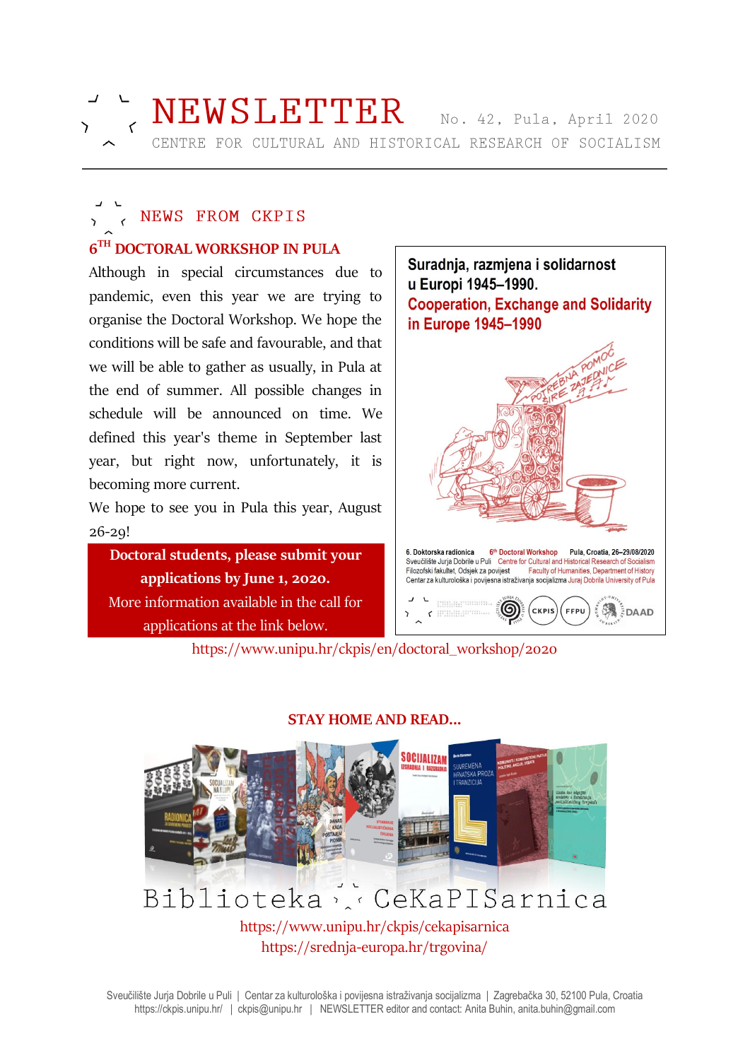# NEWSLETTER

No. 42, Pula, April 2020

CENTRE FOR CULTURAL AND HISTORICAL RESEARCH OF SOCIALISM

## NEWS FROM CKPIS

### 6TH DOCTORAL WORKSHOP IN PULA

Although in special circumstances due to pandemic, even this year we are trying to organise the Doctoral Workshop. We hope the conditions will be safe and favourable, and that we will be able to gather as usually, in Pula at the end of summer. All possible changes in schedule will be announced on time. We defined this year's theme in September last year, but right now, unfortunately, it is becoming more current.

We hope to see you in Pula this year, August 26-29!

**Doctoral students, please submit your applications by June 1, 2020.**

More information available in the call for applications at the link below.

Suradnja, razmjena i solidarnost u Europi 1945–1990.

Cooperation, Exchange and Solidarity in Europe 1945–1990

POTREBNA POMOĆ ŠIRE ZAJEDNICE

6. Doktorska radionica | 6th Doctoral Workshop | Pula, Croatia, 26–29/08/2020

Sveučilište Jurja Dobrile u Puli | Centre for Cultural and Historical Research of Socialism

Filozofski fakultet, Odsjek za povijest | Faculty of Humanities, Department of History

Centar za kulturološka i povijesna istraživanja socijalizma | Juraj Dobrila University of Pula

CKPIS | FFPU | DAAD

https://www.unipu.hr/ckpis/en/doctoral_workshop/2020

### STAY HOME AND READ...

Biblioteka CeKaPISarnica

https://www.unipu.hr/ckpis/cekapisarnica

https://srednja-europa.hr/trgovina/

Sveučilište Jurja Dobrile u Puli | Centar za kulturološka i povijesna istraživanja socijalizma | Zagrebačka 30, 52100 Pula, Croatia
https://ckpis.unipu.hr/ | ckpis@unipu.hr | NEWSLETTER editor and contact: Anita Buhin, anita.buhin@gmail.com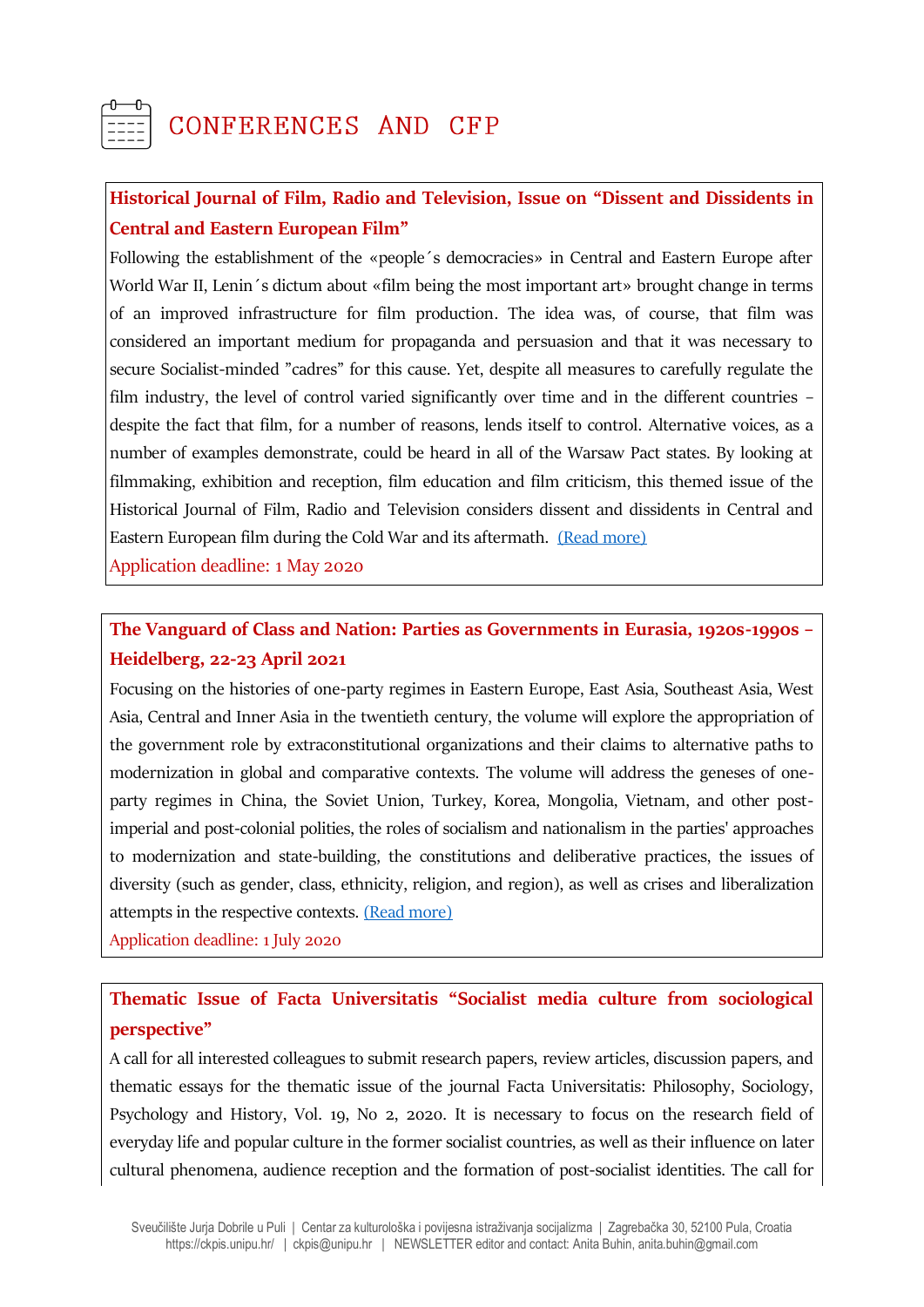# CONFERENCES AND CFP

### Historical Journal of Film, Radio and Television, Issue on “Dissent and Dissidents in Central and Eastern European Film”

Following the establishment of the «people´s democracies» in Central and Eastern Europe after World War II, Lenin´s dictum about «film being the most important art» brought change in terms of an improved infrastructure for film production. The idea was, of course, that film was considered an important medium for propaganda and persuasion and that it was necessary to secure Socialist-minded ”cadres” for this cause. Yet, despite all measures to carefully regulate the film industry, the level of control varied significantly over time and in the different countries – despite the fact that film, for a number of reasons, lends itself to control. Alternative voices, as a number of examples demonstrate, could be heard in all of the Warsaw Pact states. By looking at filmmaking, exhibition and reception, film education and film criticism, this themed issue of the Historical Journal of Film, Radio and Television considers dissent and dissidents in Central and Eastern European film during the Cold War and its aftermath. (Read more)

Application deadline: 1 May 2020

### The Vanguard of Class and Nation: Parties as Governments in Eurasia, 1920s-1990s – Heidelberg, 22-23 April 2021

Focusing on the histories of one-party regimes in Eastern Europe, East Asia, Southeast Asia, West Asia, Central and Inner Asia in the twentieth century, the volume will explore the appropriation of the government role by extraconstitutional organizations and their claims to alternative paths to modernization in global and comparative contexts. The volume will address the geneses of one-party regimes in China, the Soviet Union, Turkey, Korea, Mongolia, Vietnam, and other post-imperial and post-colonial polities, the roles of socialism and nationalism in the parties' approaches to modernization and state-building, the constitutions and deliberative practices, the issues of diversity (such as gender, class, ethnicity, religion, and region), as well as crises and liberalization attempts in the respective contexts. (Read more)

Application deadline: 1 July 2020

### Thematic Issue of Facta Universitatis “Socialist media culture from sociological perspective”

A call for all interested colleagues to submit research papers, review articles, discussion papers, and thematic essays for the thematic issue of the journal Facta Universitatis: Philosophy, Sociology, Psychology and History, Vol. 19, No 2, 2020. It is necessary to focus on the research field of everyday life and popular culture in the former socialist countries, as well as their influence on later cultural phenomena, audience reception and the formation of post-socialist identities. The call for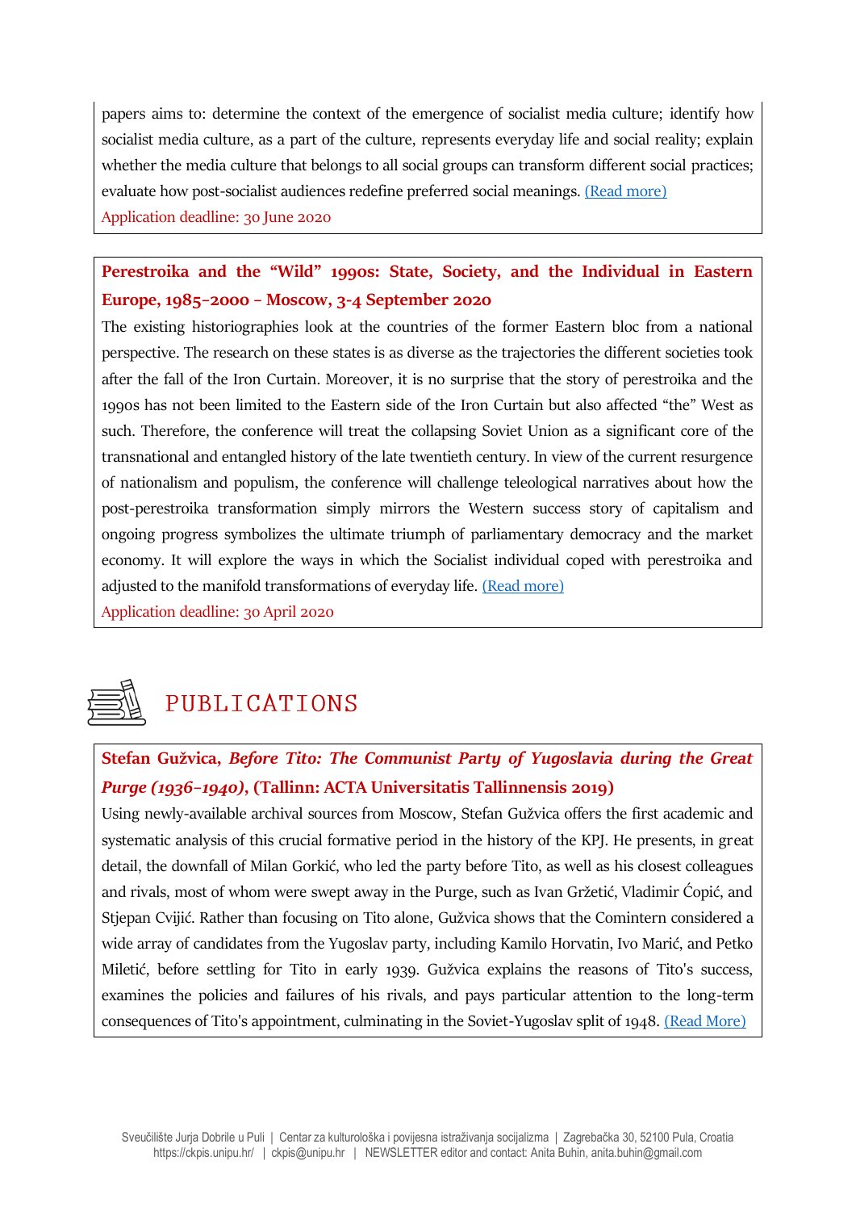papers aims to: determine the context of the emergence of socialist media culture; identify how socialist media culture, as a part of the culture, represents everyday life and social reality; explain whether the media culture that belongs to all social groups can transform different social practices; evaluate how post-socialist audiences redefine preferred social meanings. (Read more)

Application deadline: 30 June 2020

**Perestroika and the "Wild" 1990s: State, Society, and the Individual in Eastern Europe, 1985-2000 – Moscow, 3-4 September 2020**

The existing historiographies look at the countries of the former Eastern bloc from a national perspective. The research on these states is as diverse as the trajectories the different societies took after the fall of the Iron Curtain. Moreover, it is no surprise that the story of perestroika and the 1990s has not been limited to the Eastern side of the Iron Curtain but also affected "the" West as such. Therefore, the conference will treat the collapsing Soviet Union as a significant core of the transnational and entangled history of the late twentieth century. In view of the current resurgence of nationalism and populism, the conference will challenge teleological narratives about how the post-perestroika transformation simply mirrors the Western success story of capitalism and ongoing progress symbolizes the ultimate triumph of parliamentary democracy and the market economy. It will explore the ways in which the Socialist individual coped with perestroika and adjusted to the manifold transformations of everyday life. (Read more)

Application deadline: 30 April 2020

## PUBLICATIONS

**Stefan Gužvica, *Before Tito: The Communist Party of Yugoslavia during the Great Purge (1936-1940)*, (Tallinn: ACTA Universitatis Tallinnensis 2019)**

Using newly-available archival sources from Moscow, Stefan Gužvica offers the first academic and systematic analysis of this crucial formative period in the history of the KPJ. He presents, in great detail, the downfall of Milan Gorkić, who led the party before Tito, as well as his closest colleagues and rivals, most of whom were swept away in the Purge, such as Ivan Gržetić, Vladimir Ćopić, and Stjepan Cvijić. Rather than focusing on Tito alone, Gužvica shows that the Comintern considered a wide array of candidates from the Yugoslav party, including Kamilo Horvatin, Ivo Marić, and Petko Miletić, before settling for Tito in early 1939. Gužvica explains the reasons of Tito's success, examines the policies and failures of his rivals, and pays particular attention to the long-term consequences of Tito's appointment, culminating in the Soviet-Yugoslav split of 1948. (Read More)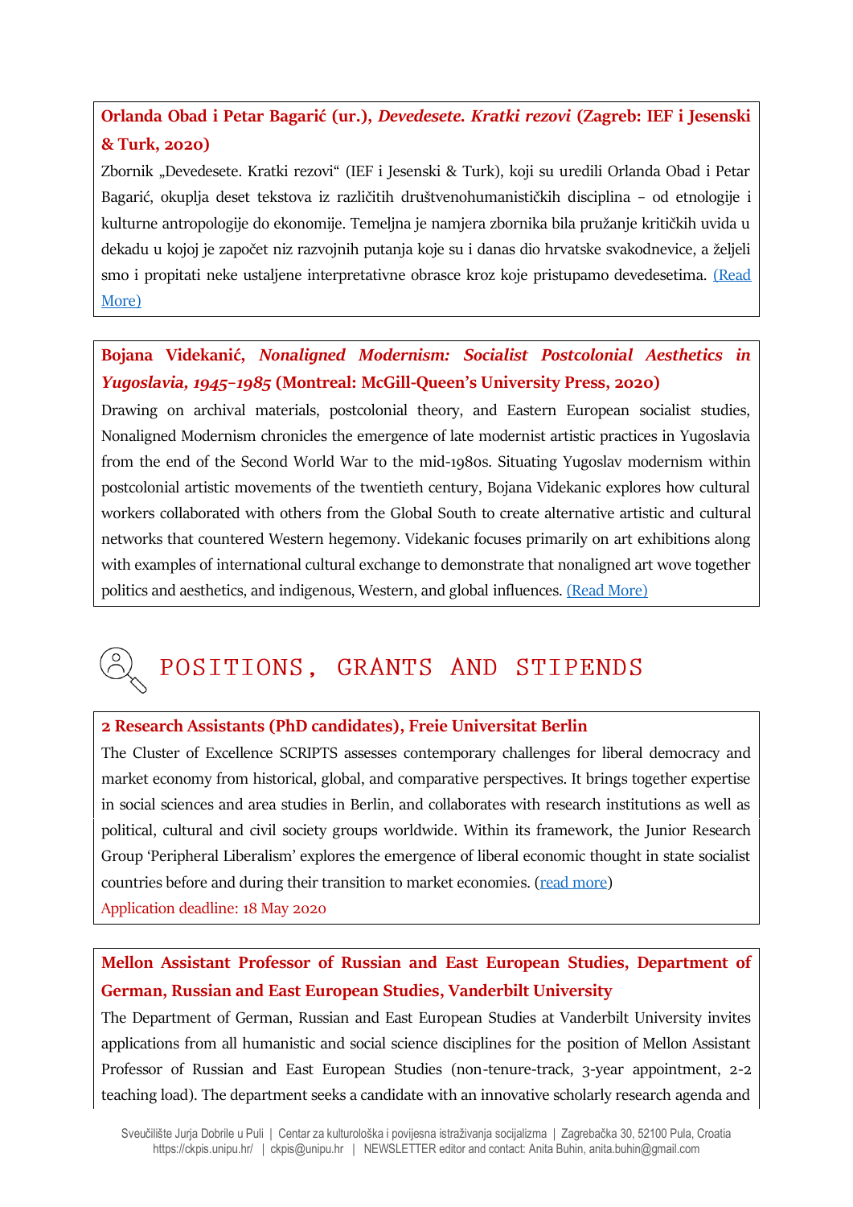**Orlanda Obad i Petar Bagarić (ur.), *Devedesete. Kratki rezovi* (Zagreb: IEF i Jesenski & Turk, 2020)**

Zbornik „Devedesete. Kratki rezovi“ (IEF i Jesenski & Turk), koji su uredili Orlanda Obad i Petar Bagarić, okuplja deset tekstova iz različitih društvenohumanističkih disciplina – od etnologije i kulturne antropologije do ekonomije. Temeljna je namjera zbornika bila pružanje kritičkih uvida u dekadu u kojoj je započet niz razvojnih putanja koje su i danas dio hrvatske svakodnevice, a željeli smo i propitati neke ustaljene interpretativne obrasce kroz koje pristupamo devedesetima. (Read More)

**Bojana Videkanić, *Nonaligned Modernism: Socialist Postcolonial Aesthetics in Yugoslavia, 1945–1985* (Montreal: McGill-Queen's University Press, 2020)**

Drawing on archival materials, postcolonial theory, and Eastern European socialist studies, Nonaligned Modernism chronicles the emergence of late modernist artistic practices in Yugoslavia from the end of the Second World War to the mid-1980s. Situating Yugoslav modernism within postcolonial artistic movements of the twentieth century, Bojana Videkanic explores how cultural workers collaborated with others from the Global South to create alternative artistic and cultural networks that countered Western hegemony. Videkanic focuses primarily on art exhibitions along with examples of international cultural exchange to demonstrate that nonaligned art wove together politics and aesthetics, and indigenous, Western, and global influences. (Read More)

# POSITIONS, GRANTS AND STIPENDS

**2 Research Assistants (PhD candidates), Freie Universitat Berlin**

The Cluster of Excellence SCRIPTS assesses contemporary challenges for liberal democracy and market economy from historical, global, and comparative perspectives. It brings together expertise in social sciences and area studies in Berlin, and collaborates with research institutions as well as political, cultural and civil society groups worldwide. Within its framework, the Junior Research Group 'Peripheral Liberalism' explores the emergence of liberal economic thought in state socialist countries before and during their transition to market economies. (read more)

Application deadline: 18 May 2020

**Mellon Assistant Professor of Russian and East European Studies, Department of German, Russian and East European Studies, Vanderbilt University**

The Department of German, Russian and East European Studies at Vanderbilt University invites applications from all humanistic and social science disciplines for the position of Mellon Assistant Professor of Russian and East European Studies (non-tenure-track, 3-year appointment, 2-2 teaching load). The department seeks a candidate with an innovative scholarly research agenda and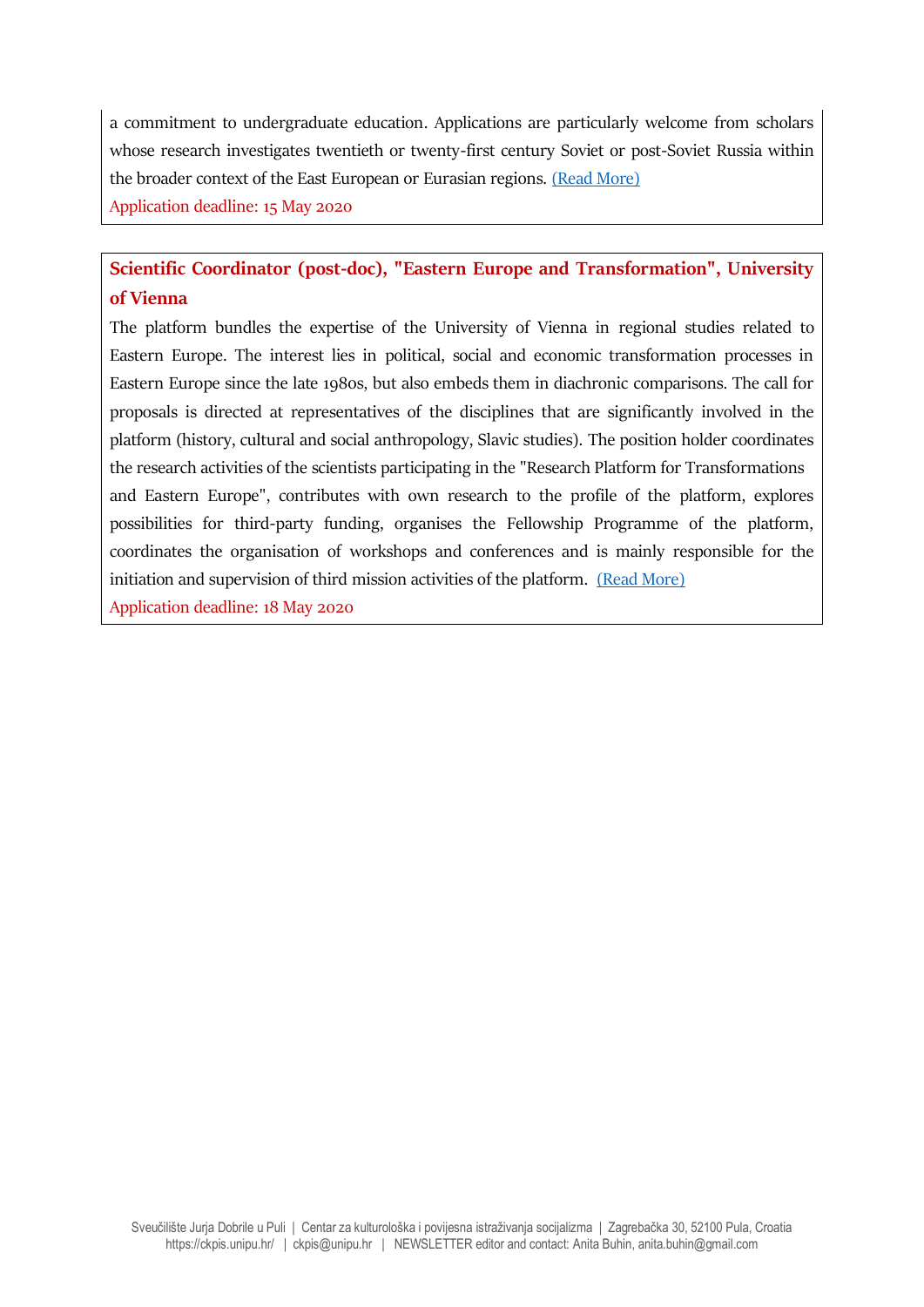a commitment to undergraduate education. Applications are particularly welcome from scholars whose research investigates twentieth or twenty-first century Soviet or post-Soviet Russia within the broader context of the East European or Eurasian regions. (Read More)

Application deadline: 15 May 2020

**Scientific Coordinator (post-doc), "Eastern Europe and Transformation", University of Vienna**

The platform bundles the expertise of the University of Vienna in regional studies related to Eastern Europe. The interest lies in political, social and economic transformation processes in Eastern Europe since the late 1980s, but also embeds them in diachronic comparisons. The call for proposals is directed at representatives of the disciplines that are significantly involved in the platform (history, cultural and social anthropology, Slavic studies). The position holder coordinates the research activities of the scientists participating in the "Research Platform for Transformations and Eastern Europe", contributes with own research to the profile of the platform, explores possibilities for third-party funding, organises the Fellowship Programme of the platform, coordinates the organisation of workshops and conferences and is mainly responsible for the initiation and supervision of third mission activities of the platform. (Read More)

Application deadline: 18 May 2020